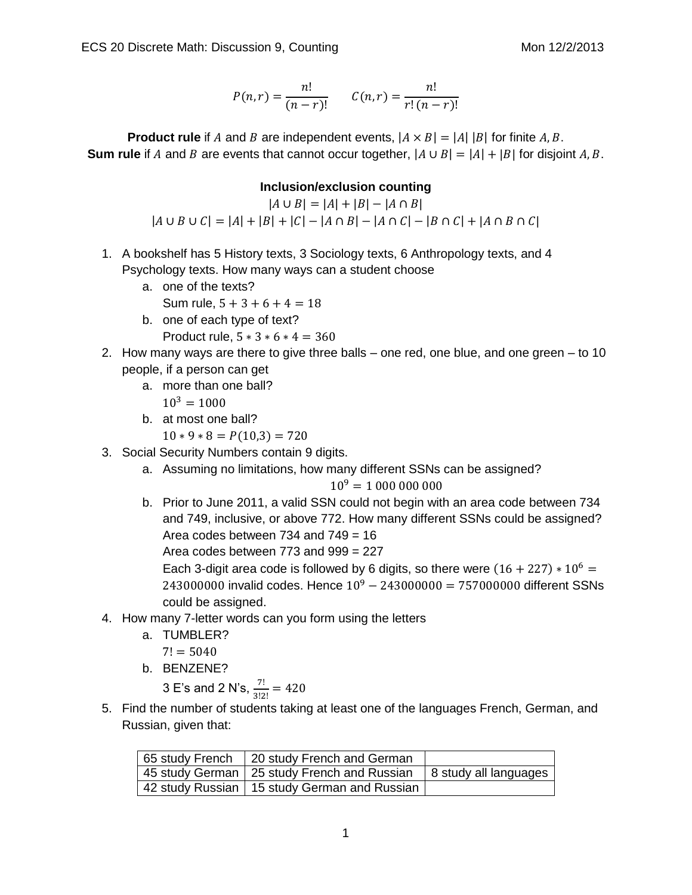ECS 20 Discrete Math: Discussion 9, Counting

Mon 12/2/2013

$$P(n,r) = \frac{n!}{(n-r)!} \qquad C(n,r) = \frac{n!}{r!\,(n-r)!}$$

**Product rule** if $A$ and $B$ are independent events, $|A \times B| = |A|\,|B|$ for finite $A, B$.

**Sum rule** if $A$ and $B$ are events that cannot occur together, $|A \cup B| = |A| + |B|$ for disjoint $A, B$.

**Inclusion/exclusion counting**

$$|A \cup B| = |A| + |B| - |A \cap B|$$

$$|A \cup B \cup C| = |A| + |B| + |C| - |A \cap B| - |A \cap C| - |B \cap C| + |A \cap B \cap C|$$

1. A bookshelf has 5 History texts, 3 Sociology texts, 6 Anthropology texts, and 4 Psychology texts. How many ways can a student choose
   a. one of the texts?
      Sum rule, $5 + 3 + 6 + 4 = 18$
   b. one of each type of text?
      Product rule, $5 * 3 * 6 * 4 = 360$
2. How many ways are there to give three balls – one red, one blue, and one green – to 10 people, if a person can get
   a. more than one ball?
      $10^3 = 1000$
   b. at most one ball?
      $10 * 9 * 8 = P(10,3) = 720$
3. Social Security Numbers contain 9 digits.
   a. Assuming no limitations, how many different SSNs can be assigned?
      $$10^9 = 1\ 000\ 000\ 000$$
   b. Prior to June 2011, a valid SSN could not begin with an area code between 734 and 749, inclusive, or above 772. How many different SSNs could be assigned?
      Area codes between 734 and 749 = 16
      Area codes between 773 and 999 = 227
      Each 3-digit area code is followed by 6 digits, so there were $(16 + 227) * 10^6 = 243000000$ invalid codes. Hence $10^9 - 243000000 = 757000000$ different SSNs could be assigned.
4. How many 7-letter words can you form using the letters
   a. TUMBLER?
      $7! = 5040$
   b. BENZENE?
      3 E's and 2 N's, $\frac{7!}{3!2!} = 420$
5. Find the number of students taking at least one of the languages French, German, and Russian, given that:

| | | |
|---|---|---|
| 65 study French | 20 study French and German | |
| 45 study German | 25 study French and Russian | 8 study all languages |
| 42 study Russian | 15 study German and Russian | |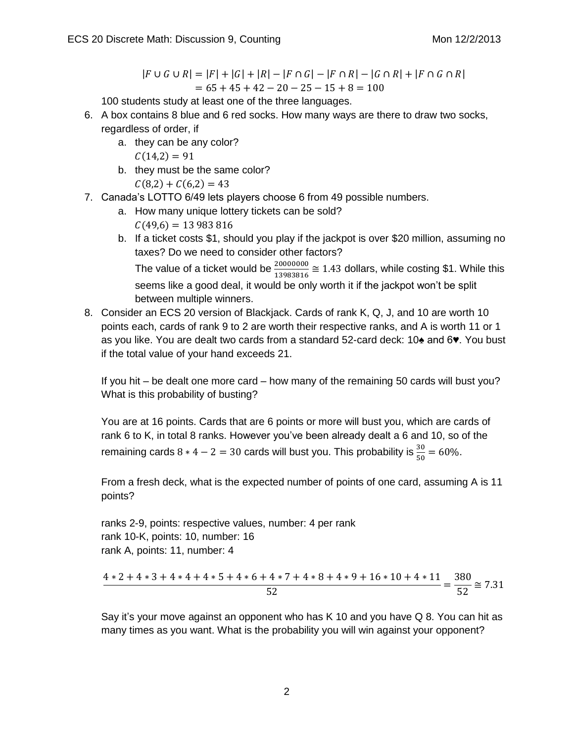$$|F \cup G \cup R| = |F| + |G| + |R| - |F \cap G| - |F \cap R| - |G \cap R| + |F \cap G \cap R|$$
$$= 65 + 45 + 42 - 20 - 25 - 15 + 8 = 100$$

100 students study at least one of the three languages.

6. A box contains 8 blue and 6 red socks. How many ways are there to draw two socks, regardless of order, if
   a. they can be any color?
      $C(14,2) = 91$
   b. they must be the same color?
      $C(8,2) + C(6,2) = 43$
7. Canada's LOTTO 6/49 lets players choose 6 from 49 possible numbers.
   a. How many unique lottery tickets can be sold?
      $C(49,6) = 13\,983\,816$
   b. If a ticket costs $1, should you play if the jackpot is over $20 million, assuming no taxes? Do we need to consider other factors?
      The value of a ticket would be $\frac{20000000}{13983816} \cong 1.43$ dollars, while costing $1. While this seems like a good deal, it would be only worth it if the jackpot won't be split between multiple winners.
8. Consider an ECS 20 version of Blackjack. Cards of rank K, Q, J, and 10 are worth 10 points each, cards of rank 9 to 2 are worth their respective ranks, and A is worth 11 or 1 as you like. You are dealt two cards from a standard 52-card deck: 10♠ and 6♥. You bust if the total value of your hand exceeds 21.

   If you hit – be dealt one more card – how many of the remaining 50 cards will bust you? What is this probability of busting?

   You are at 16 points. Cards that are 6 points or more will bust you, which are cards of rank 6 to K, in total 8 ranks. However you've been already dealt a 6 and 10, so of the remaining cards $8 * 4 - 2 = 30$ cards will bust you. This probability is $\frac{30}{50} = 60\%$.

   From a fresh deck, what is the expected number of points of one card, assuming A is 11 points?

   ranks 2-9, points: respective values, number: 4 per rank
   rank 10-K, points: 10, number: 16
   rank A, points: 11, number: 4

   $$\frac{4 * 2 + 4 * 3 + 4 * 4 + 4 * 5 + 4 * 6 + 4 * 7 + 4 * 8 + 4 * 9 + 16 * 10 + 4 * 11}{52} = \frac{380}{52} \cong 7.31$$

   Say it's your move against an opponent who has K 10 and you have Q 8. You can hit as many times as you want. What is the probability you will win against your opponent?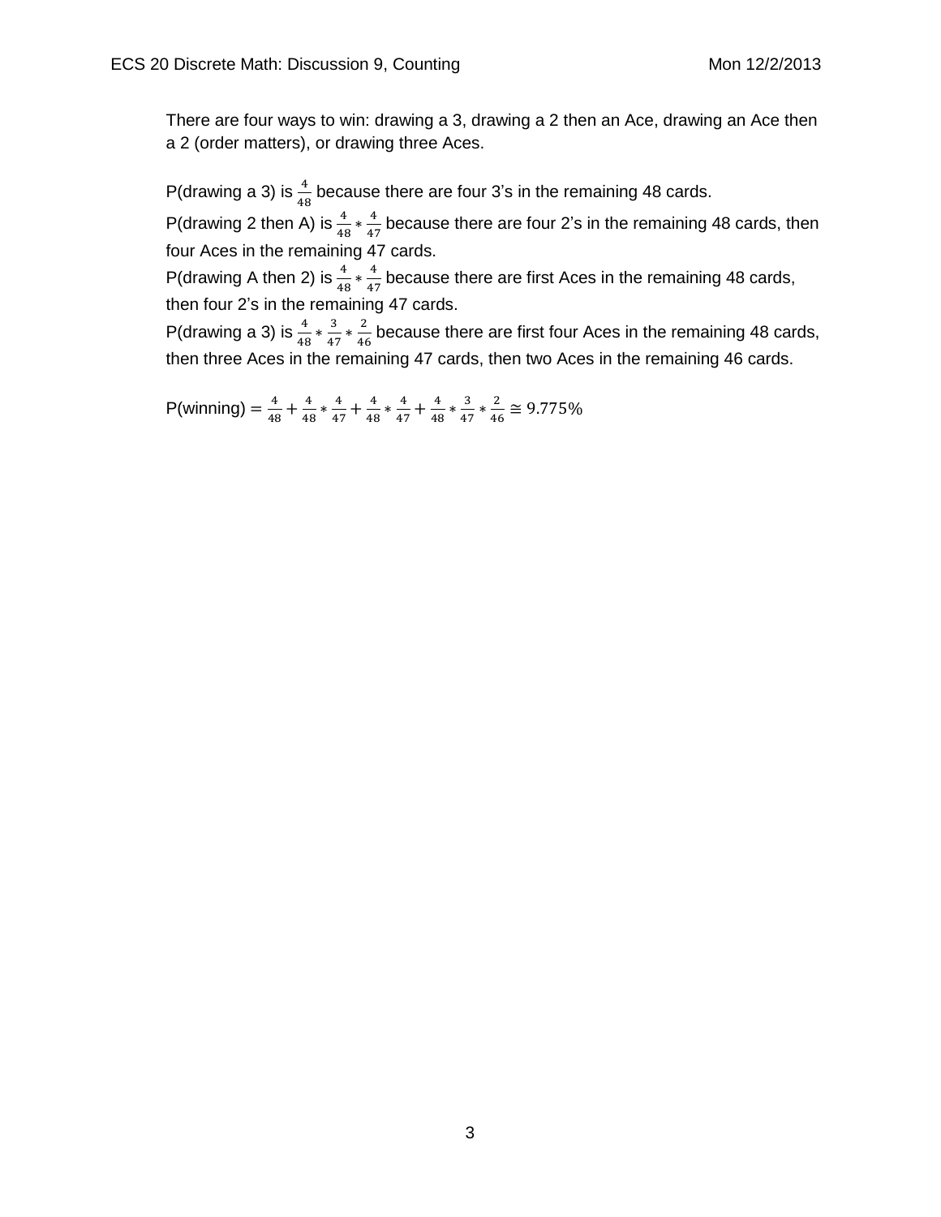There are four ways to win: drawing a 3, drawing a 2 then an Ace, drawing an Ace then a 2 (order matters), or drawing three Aces.

P(drawing a 3) is $\frac{4}{48}$ because there are four 3's in the remaining 48 cards.

P(drawing 2 then A) is $\frac{4}{48} * \frac{4}{47}$ because there are four 2's in the remaining 48 cards, then four Aces in the remaining 47 cards.

P(drawing A then 2) is $\frac{4}{48} * \frac{4}{47}$ because there are first Aces in the remaining 48 cards, then four 2's in the remaining 47 cards.

P(drawing a 3) is $\frac{4}{48} * \frac{3}{47} * \frac{2}{46}$ because there are first four Aces in the remaining 48 cards, then three Aces in the remaining 47 cards, then two Aces in the remaining 46 cards.

P(winning) $= \frac{4}{48} + \frac{4}{48} * \frac{4}{47} + \frac{4}{48} * \frac{4}{47} + \frac{4}{48} * \frac{3}{47} * \frac{2}{46} \cong 9.775\%$